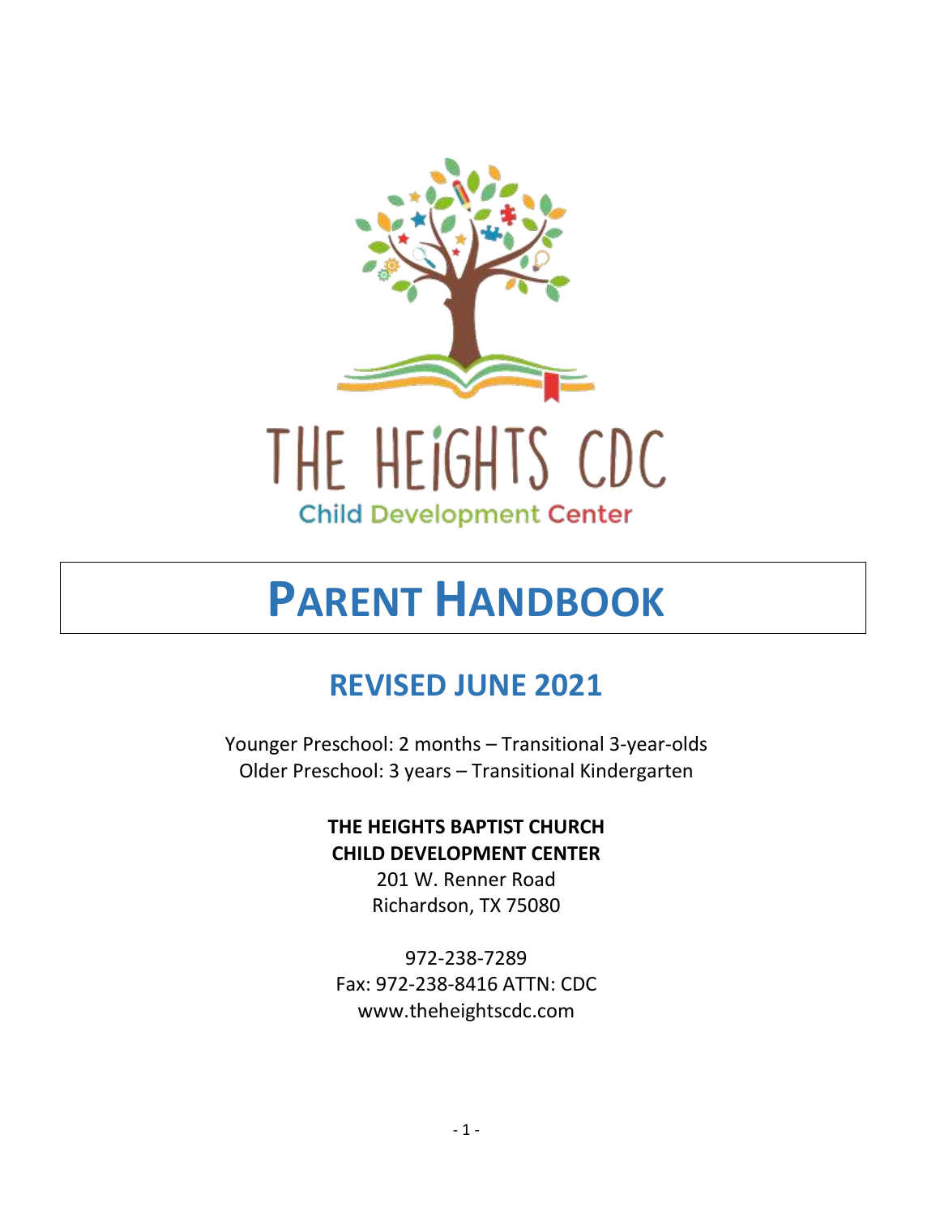THE HEIGHTS CDC

Child Development Center

# PARENT HANDBOOK

## REVISED JUNE 2021

Younger Preschool: 2 months – Transitional 3-year-olds
Older Preschool: 3 years – Transitional Kindergarten

**THE HEIGHTS BAPTIST CHURCH**
**CHILD DEVELOPMENT CENTER**
201 W. Renner Road
Richardson, TX 75080

972-238-7289
Fax: 972-238-8416 ATTN: CDC
www.theheightscdc.com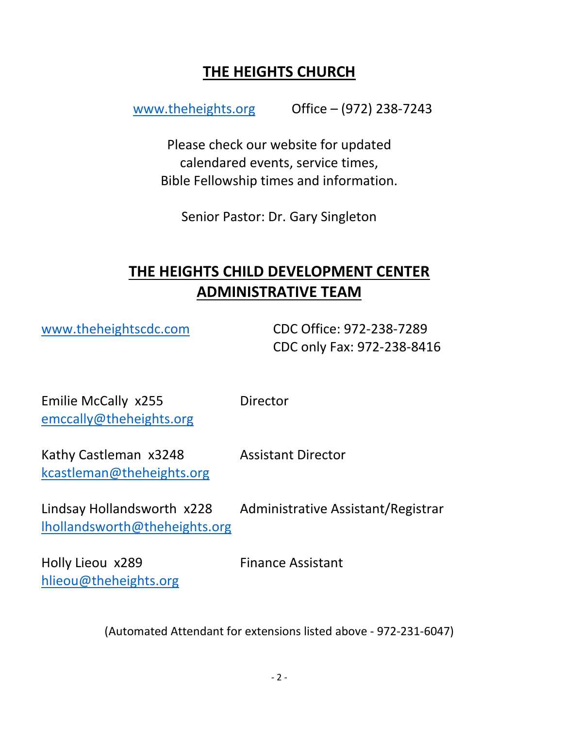# THE HEIGHTS CHURCH

www.theheights.org Office – (972) 238-7243

Please check our website for updated calendared events, service times, Bible Fellowship times and information.

Senior Pastor: Dr. Gary Singleton

# THE HEIGHTS CHILD DEVELOPMENT CENTER ADMINISTRATIVE TEAM

www.theheightscdc.com

CDC Office: 972-238-7289
CDC only Fax: 972-238-8416

| | |
|---|---|
| Emilie McCally x255<br>emccally@theheights.org | Director |
| Kathy Castleman x3248<br>kcastleman@theheights.org | Assistant Director |
| Lindsay Hollandsworth x228<br>lhollandsworth@theheights.org | Administrative Assistant/Registrar |
| Holly Lieou x289<br>hlieou@theheights.org | Finance Assistant |

(Automated Attendant for extensions listed above - 972-231-6047)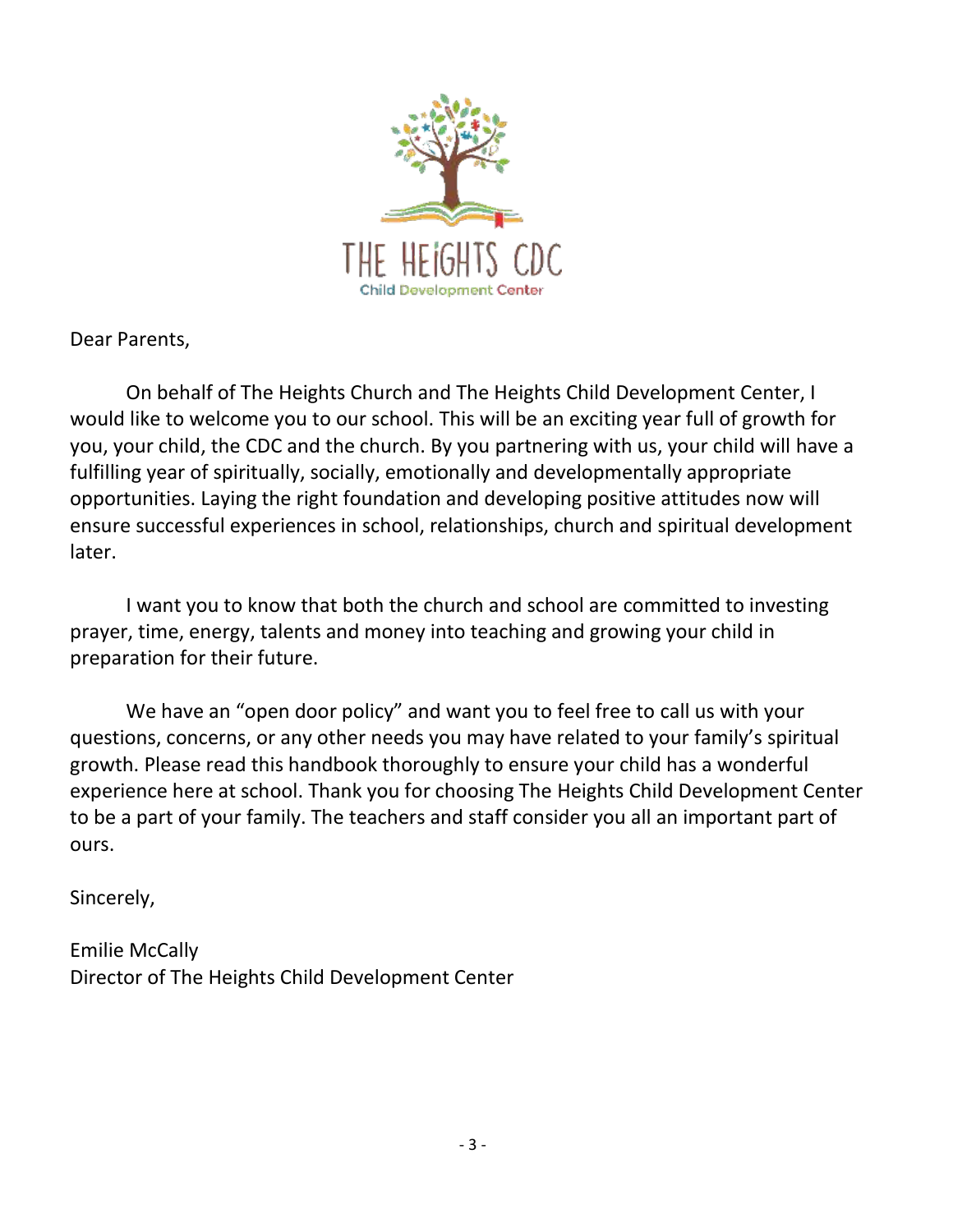THE HEIGHTS CDC
Child Development Center

Dear Parents,

On behalf of The Heights Church and The Heights Child Development Center, I would like to welcome you to our school. This will be an exciting year full of growth for you, your child, the CDC and the church. By you partnering with us, your child will have a fulfilling year of spiritually, socially, emotionally and developmentally appropriate opportunities. Laying the right foundation and developing positive attitudes now will ensure successful experiences in school, relationships, church and spiritual development later.

I want you to know that both the church and school are committed to investing prayer, time, energy, talents and money into teaching and growing your child in preparation for their future.

We have an "open door policy" and want you to feel free to call us with your questions, concerns, or any other needs you may have related to your family's spiritual growth. Please read this handbook thoroughly to ensure your child has a wonderful experience here at school. Thank you for choosing The Heights Child Development Center to be a part of your family. The teachers and staff consider you all an important part of ours.

Sincerely,

Emilie McCally
Director of The Heights Child Development Center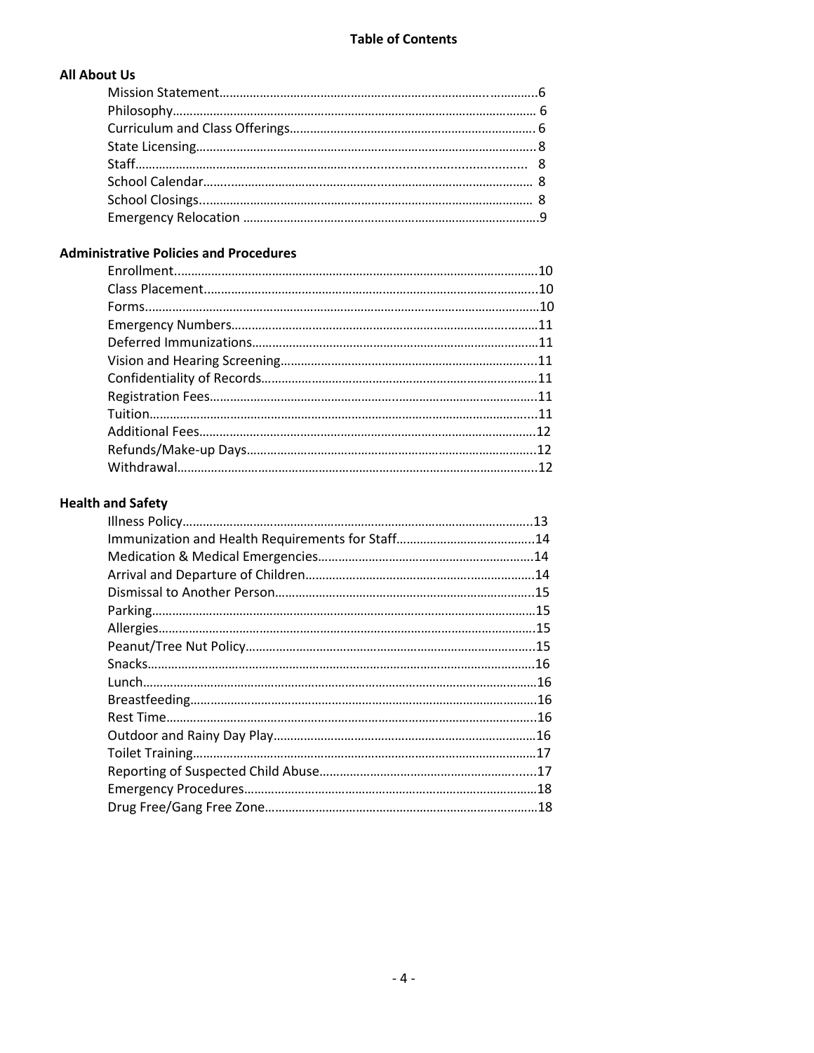# Table of Contents

## All About Us

- Mission Statement…………6
- Philosophy…………6
- Curriculum and Class Offerings…………6
- State Licensing…………8
- Staff…………8
- School Calendar…………8
- School Closings…………8
- Emergency Relocation…………9

## Administrative Policies and Procedures

- Enrollment…………10
- Class Placement…………10
- Forms…………10
- Emergency Numbers…………11
- Deferred Immunizations…………11
- Vision and Hearing Screening…………11
- Confidentiality of Records…………11
- Registration Fees…………11
- Tuition…………11
- Additional Fees…………12
- Refunds/Make-up Days…………12
- Withdrawal…………12

## Health and Safety

- Illness Policy…………13
- Immunization and Health Requirements for Staff…………14
- Medication & Medical Emergencies…………14
- Arrival and Departure of Children…………14
- Dismissal to Another Person…………15
- Parking…………15
- Allergies…………15
- Peanut/Tree Nut Policy…………15
- Snacks…………16
- Lunch…………16
- Breastfeeding…………16
- Rest Time…………16
- Outdoor and Rainy Day Play…………16
- Toilet Training…………17
- Reporting of Suspected Child Abuse…………17
- Emergency Procedures…………18
- Drug Free/Gang Free Zone…………18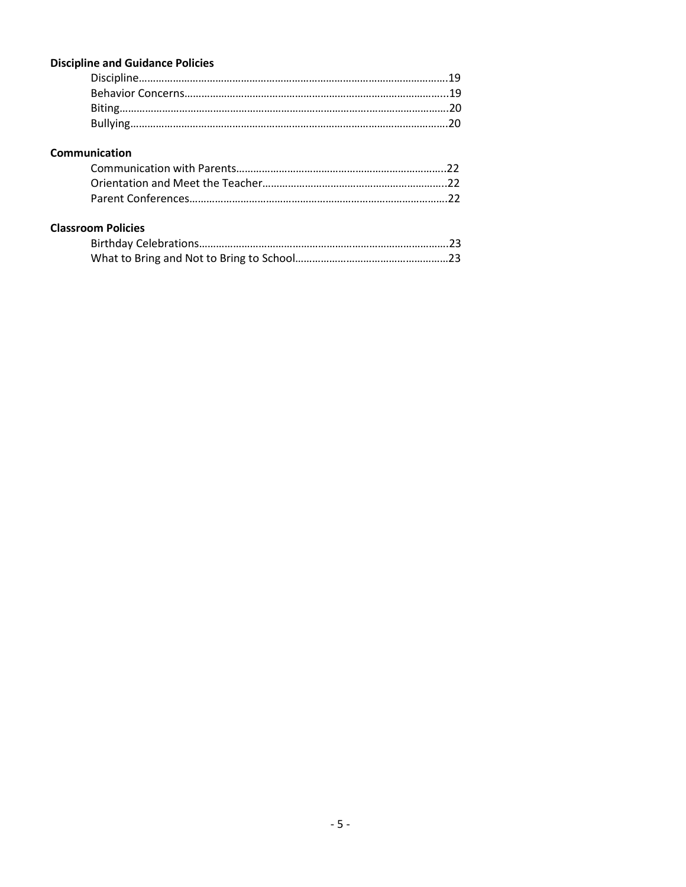**Discipline and Guidance Policies**

- Discipline…………………………………………………………………………………………….19
- Behavior Concerns…………………………………………………………………………………...19
- Biting…………………………………………………………………………………………………….20
- Bullying………………………………………………………………………………………………….20

**Communication**

- Communication with Parents………………………………………………………………..22
- Orientation and Meet the Teacher………………………………………………………..22
- Parent Conferences……………………………………………………………………………….22

**Classroom Policies**

- Birthday Celebrations…………………………………………………………………………….23
- What to Bring and Not to Bring to School……………………………………………23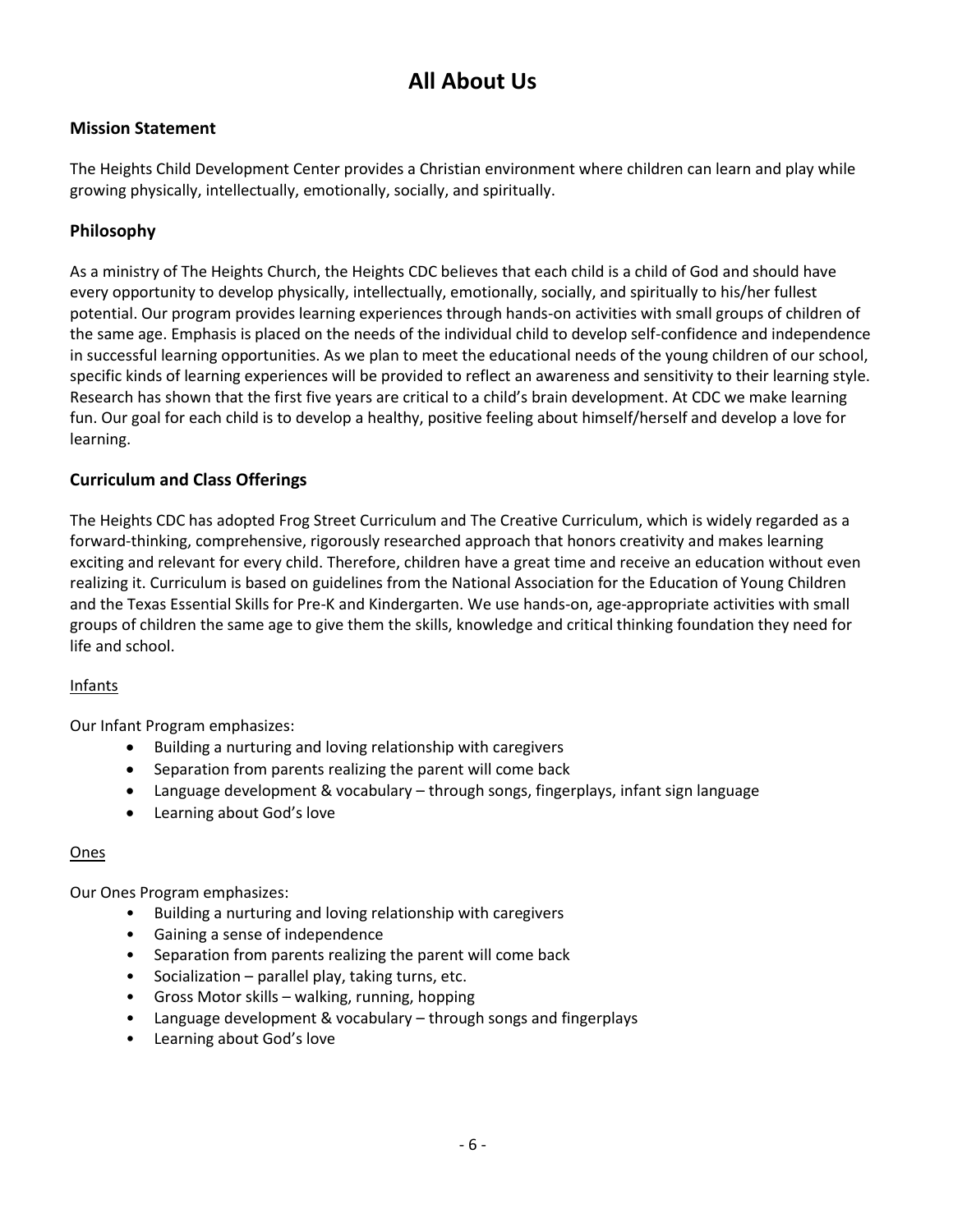# All About Us

## Mission Statement

The Heights Child Development Center provides a Christian environment where children can learn and play while growing physically, intellectually, emotionally, socially, and spiritually.

## Philosophy

As a ministry of The Heights Church, the Heights CDC believes that each child is a child of God and should have every opportunity to develop physically, intellectually, emotionally, socially, and spiritually to his/her fullest potential. Our program provides learning experiences through hands-on activities with small groups of children of the same age. Emphasis is placed on the needs of the individual child to develop self-confidence and independence in successful learning opportunities. As we plan to meet the educational needs of the young children of our school, specific kinds of learning experiences will be provided to reflect an awareness and sensitivity to their learning style. Research has shown that the first five years are critical to a child's brain development. At CDC we make learning fun. Our goal for each child is to develop a healthy, positive feeling about himself/herself and develop a love for learning.

## Curriculum and Class Offerings

The Heights CDC has adopted Frog Street Curriculum and The Creative Curriculum, which is widely regarded as a forward-thinking, comprehensive, rigorously researched approach that honors creativity and makes learning exciting and relevant for every child. Therefore, children have a great time and receive an education without even realizing it. Curriculum is based on guidelines from the National Association for the Education of Young Children and the Texas Essential Skills for Pre-K and Kindergarten. We use hands-on, age-appropriate activities with small groups of children the same age to give them the skills, knowledge and critical thinking foundation they need for life and school.

<u>Infants</u>

Our Infant Program emphasizes:

- Building a nurturing and loving relationship with caregivers
- Separation from parents realizing the parent will come back
- Language development & vocabulary – through songs, fingerplays, infant sign language
- Learning about God's love

<u>Ones</u>

Our Ones Program emphasizes:

- Building a nurturing and loving relationship with caregivers
- Gaining a sense of independence
- Separation from parents realizing the parent will come back
- Socialization – parallel play, taking turns, etc.
- Gross Motor skills – walking, running, hopping
- Language development & vocabulary – through songs and fingerplays
- Learning about God's love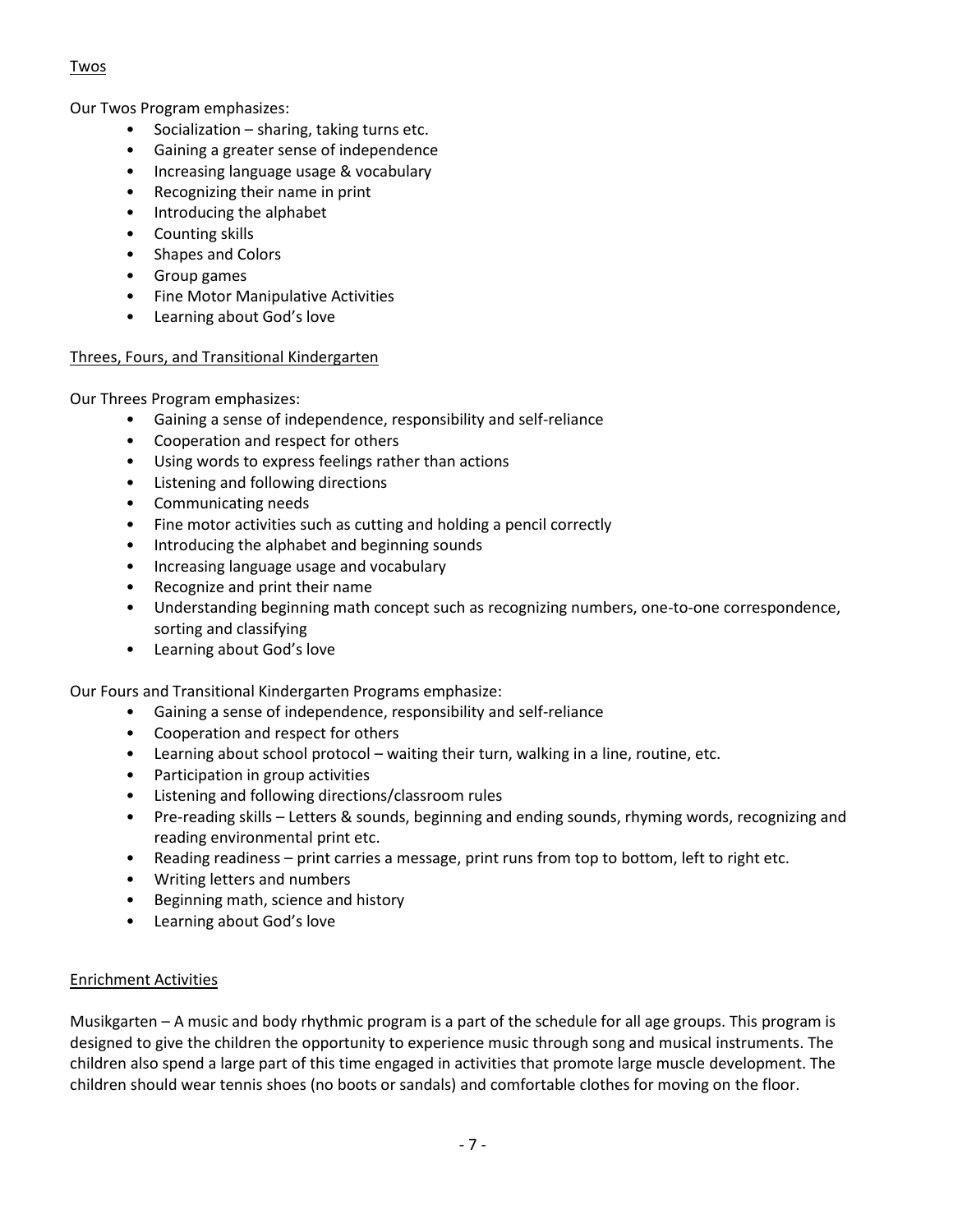## Twos

Our Twos Program emphasizes:

- Socialization – sharing, taking turns etc.
- Gaining a greater sense of independence
- Increasing language usage & vocabulary
- Recognizing their name in print
- Introducing the alphabet
- Counting skills
- Shapes and Colors
- Group games
- Fine Motor Manipulative Activities
- Learning about God's love

## Threes, Fours, and Transitional Kindergarten

Our Threes Program emphasizes:

- Gaining a sense of independence, responsibility and self-reliance
- Cooperation and respect for others
- Using words to express feelings rather than actions
- Listening and following directions
- Communicating needs
- Fine motor activities such as cutting and holding a pencil correctly
- Introducing the alphabet and beginning sounds
- Increasing language usage and vocabulary
- Recognize and print their name
- Understanding beginning math concept such as recognizing numbers, one-to-one correspondence, sorting and classifying
- Learning about God's love

Our Fours and Transitional Kindergarten Programs emphasize:

- Gaining a sense of independence, responsibility and self-reliance
- Cooperation and respect for others
- Learning about school protocol – waiting their turn, walking in a line, routine, etc.
- Participation in group activities
- Listening and following directions/classroom rules
- Pre-reading skills – Letters & sounds, beginning and ending sounds, rhyming words, recognizing and reading environmental print etc.
- Reading readiness – print carries a message, print runs from top to bottom, left to right etc.
- Writing letters and numbers
- Beginning math, science and history
- Learning about God's love

## Enrichment Activities

Musikgarten – A music and body rhythmic program is a part of the schedule for all age groups. This program is designed to give the children the opportunity to experience music through song and musical instruments. The children also spend a large part of this time engaged in activities that promote large muscle development. The children should wear tennis shoes (no boots or sandals) and comfortable clothes for moving on the floor.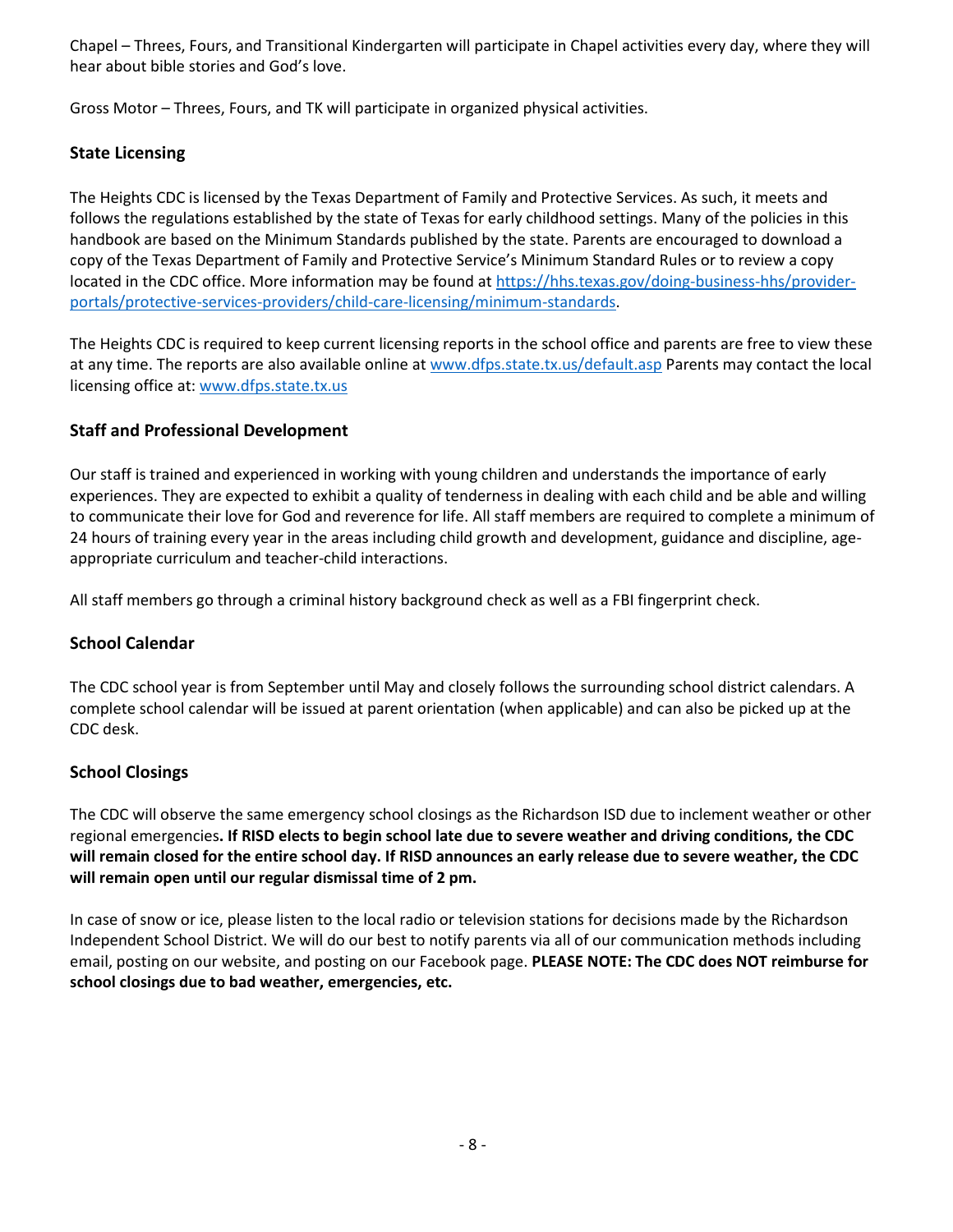Chapel – Threes, Fours, and Transitional Kindergarten will participate in Chapel activities every day, where they will hear about bible stories and God's love.

Gross Motor – Threes, Fours, and TK will participate in organized physical activities.

### State Licensing

The Heights CDC is licensed by the Texas Department of Family and Protective Services. As such, it meets and follows the regulations established by the state of Texas for early childhood settings. Many of the policies in this handbook are based on the Minimum Standards published by the state. Parents are encouraged to download a copy of the Texas Department of Family and Protective Service's Minimum Standard Rules or to review a copy located in the CDC office. More information may be found at [https://hhs.texas.gov/doing-business-hhs/provider-portals/protective-services-providers/child-care-licensing/minimum-standards](https://hhs.texas.gov/doing-business-hhs/provider-portals/protective-services-providers/child-care-licensing/minimum-standards).

The Heights CDC is required to keep current licensing reports in the school office and parents are free to view these at any time. The reports are also available online at [www.dfps.state.tx.us/default.asp](www.dfps.state.tx.us/default.asp) Parents may contact the local licensing office at: [www.dfps.state.tx.us](www.dfps.state.tx.us)

### Staff and Professional Development

Our staff is trained and experienced in working with young children and understands the importance of early experiences. They are expected to exhibit a quality of tenderness in dealing with each child and be able and willing to communicate their love for God and reverence for life. All staff members are required to complete a minimum of 24 hours of training every year in the areas including child growth and development, guidance and discipline, age-appropriate curriculum and teacher-child interactions.

All staff members go through a criminal history background check as well as a FBI fingerprint check.

### School Calendar

The CDC school year is from September until May and closely follows the surrounding school district calendars. A complete school calendar will be issued at parent orientation (when applicable) and can also be picked up at the CDC desk.

### School Closings

The CDC will observe the same emergency school closings as the Richardson ISD due to inclement weather or other regional emergencies**. If RISD elects to begin school late due to severe weather and driving conditions, the CDC will remain closed for the entire school day. If RISD announces an early release due to severe weather, the CDC will remain open until our regular dismissal time of 2 pm.**

In case of snow or ice, please listen to the local radio or television stations for decisions made by the Richardson Independent School District. We will do our best to notify parents via all of our communication methods including email, posting on our website, and posting on our Facebook page. **PLEASE NOTE: The CDC does NOT reimburse for school closings due to bad weather, emergencies, etc.**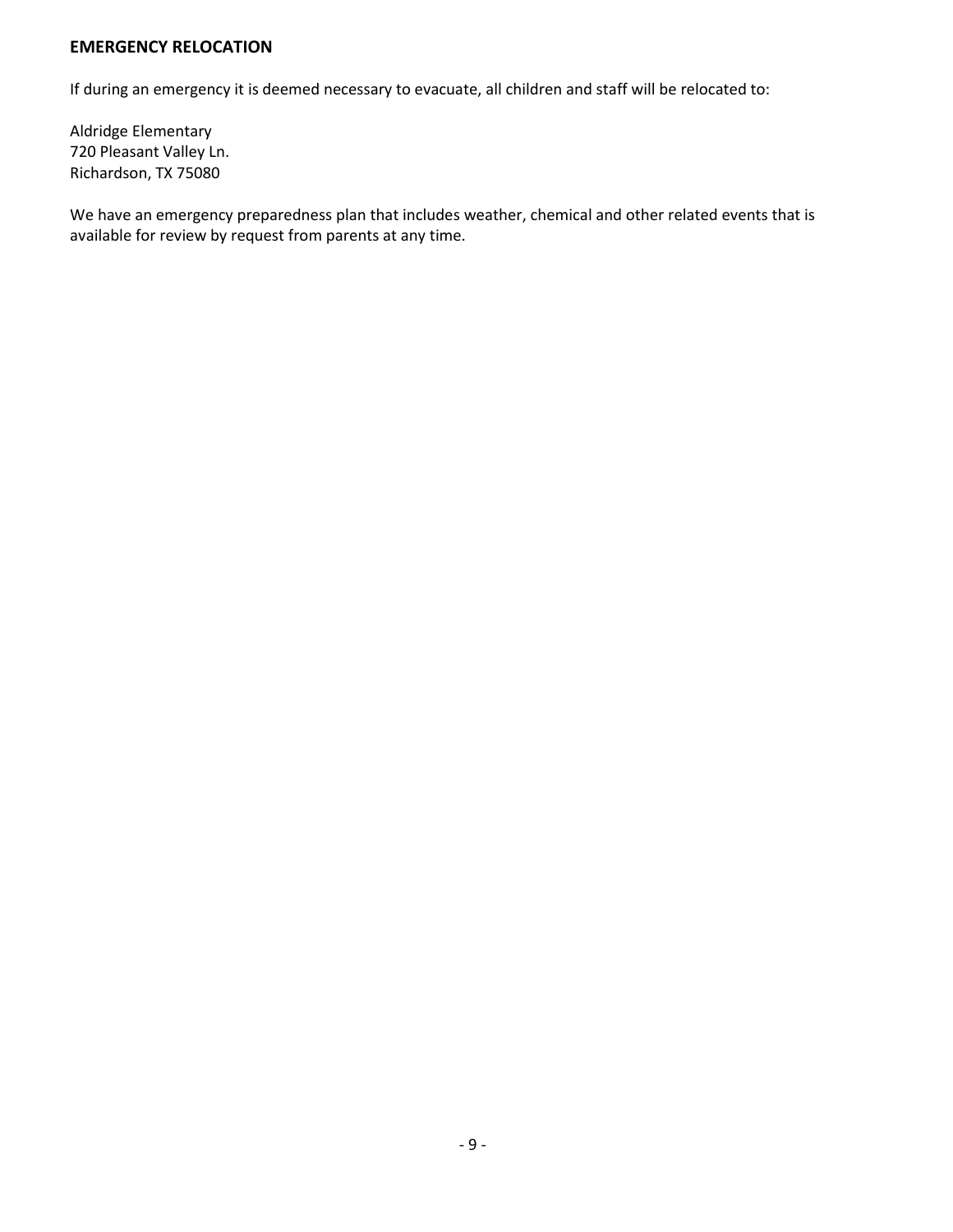## EMERGENCY RELOCATION

If during an emergency it is deemed necessary to evacuate, all children and staff will be relocated to:

Aldridge Elementary
720 Pleasant Valley Ln.
Richardson, TX 75080

We have an emergency preparedness plan that includes weather, chemical and other related events that is available for review by request from parents at any time.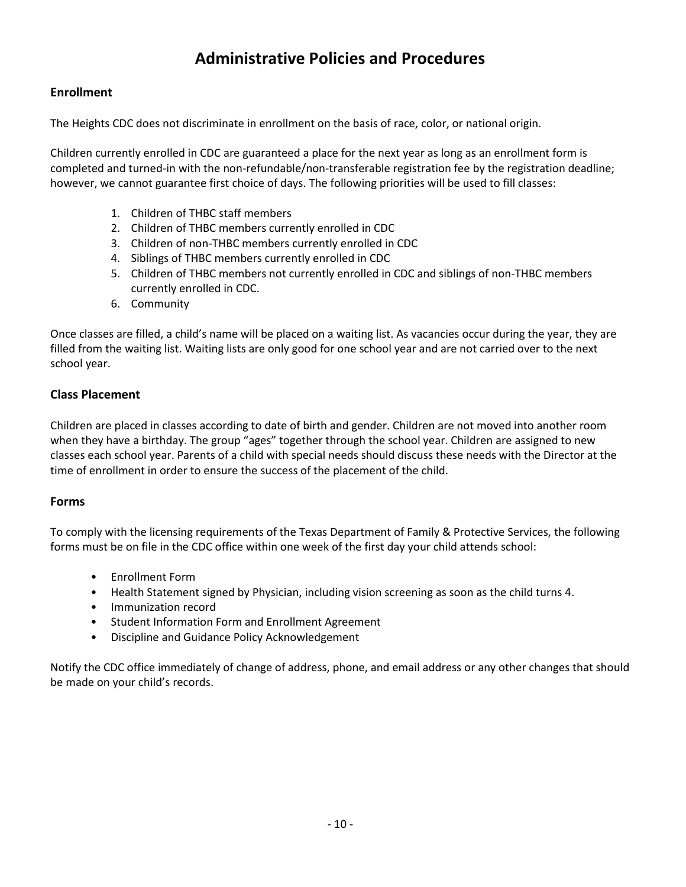# Administrative Policies and Procedures

## Enrollment

The Heights CDC does not discriminate in enrollment on the basis of race, color, or national origin.

Children currently enrolled in CDC are guaranteed a place for the next year as long as an enrollment form is completed and turned-in with the non-refundable/non-transferable registration fee by the registration deadline; however, we cannot guarantee first choice of days. The following priorities will be used to fill classes:

1. Children of THBC staff members
2. Children of THBC members currently enrolled in CDC
3. Children of non-THBC members currently enrolled in CDC
4. Siblings of THBC members currently enrolled in CDC
5. Children of THBC members not currently enrolled in CDC and siblings of non-THBC members currently enrolled in CDC.
6. Community

Once classes are filled, a child's name will be placed on a waiting list. As vacancies occur during the year, they are filled from the waiting list. Waiting lists are only good for one school year and are not carried over to the next school year.

## Class Placement

Children are placed in classes according to date of birth and gender. Children are not moved into another room when they have a birthday. The group "ages" together through the school year. Children are assigned to new classes each school year. Parents of a child with special needs should discuss these needs with the Director at the time of enrollment in order to ensure the success of the placement of the child.

## Forms

To comply with the licensing requirements of the Texas Department of Family & Protective Services, the following forms must be on file in the CDC office within one week of the first day your child attends school:

- Enrollment Form
- Health Statement signed by Physician, including vision screening as soon as the child turns 4.
- Immunization record
- Student Information Form and Enrollment Agreement
- Discipline and Guidance Policy Acknowledgement

Notify the CDC office immediately of change of address, phone, and email address or any other changes that should be made on your child's records.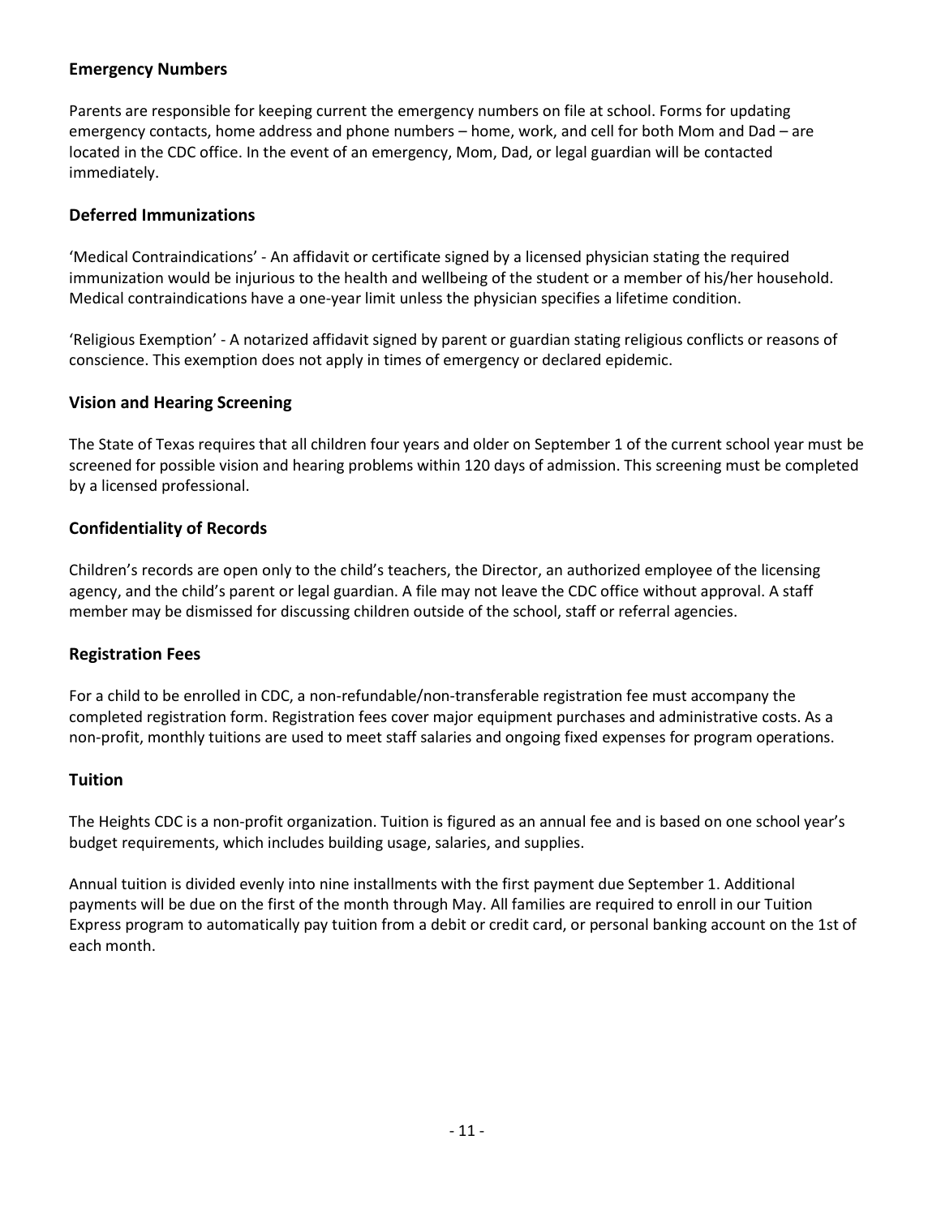## Emergency Numbers

Parents are responsible for keeping current the emergency numbers on file at school. Forms for updating emergency contacts, home address and phone numbers – home, work, and cell for both Mom and Dad – are located in the CDC office. In the event of an emergency, Mom, Dad, or legal guardian will be contacted immediately.

## Deferred Immunizations

'Medical Contraindications' - An affidavit or certificate signed by a licensed physician stating the required immunization would be injurious to the health and wellbeing of the student or a member of his/her household. Medical contraindications have a one-year limit unless the physician specifies a lifetime condition.

'Religious Exemption' - A notarized affidavit signed by parent or guardian stating religious conflicts or reasons of conscience. This exemption does not apply in times of emergency or declared epidemic.

## Vision and Hearing Screening

The State of Texas requires that all children four years and older on September 1 of the current school year must be screened for possible vision and hearing problems within 120 days of admission. This screening must be completed by a licensed professional.

## Confidentiality of Records

Children's records are open only to the child's teachers, the Director, an authorized employee of the licensing agency, and the child's parent or legal guardian. A file may not leave the CDC office without approval. A staff member may be dismissed for discussing children outside of the school, staff or referral agencies.

## Registration Fees

For a child to be enrolled in CDC, a non-refundable/non-transferable registration fee must accompany the completed registration form. Registration fees cover major equipment purchases and administrative costs. As a non-profit, monthly tuitions are used to meet staff salaries and ongoing fixed expenses for program operations.

## Tuition

The Heights CDC is a non-profit organization. Tuition is figured as an annual fee and is based on one school year's budget requirements, which includes building usage, salaries, and supplies.

Annual tuition is divided evenly into nine installments with the first payment due September 1. Additional payments will be due on the first of the month through May. All families are required to enroll in our Tuition Express program to automatically pay tuition from a debit or credit card, or personal banking account on the 1st of each month.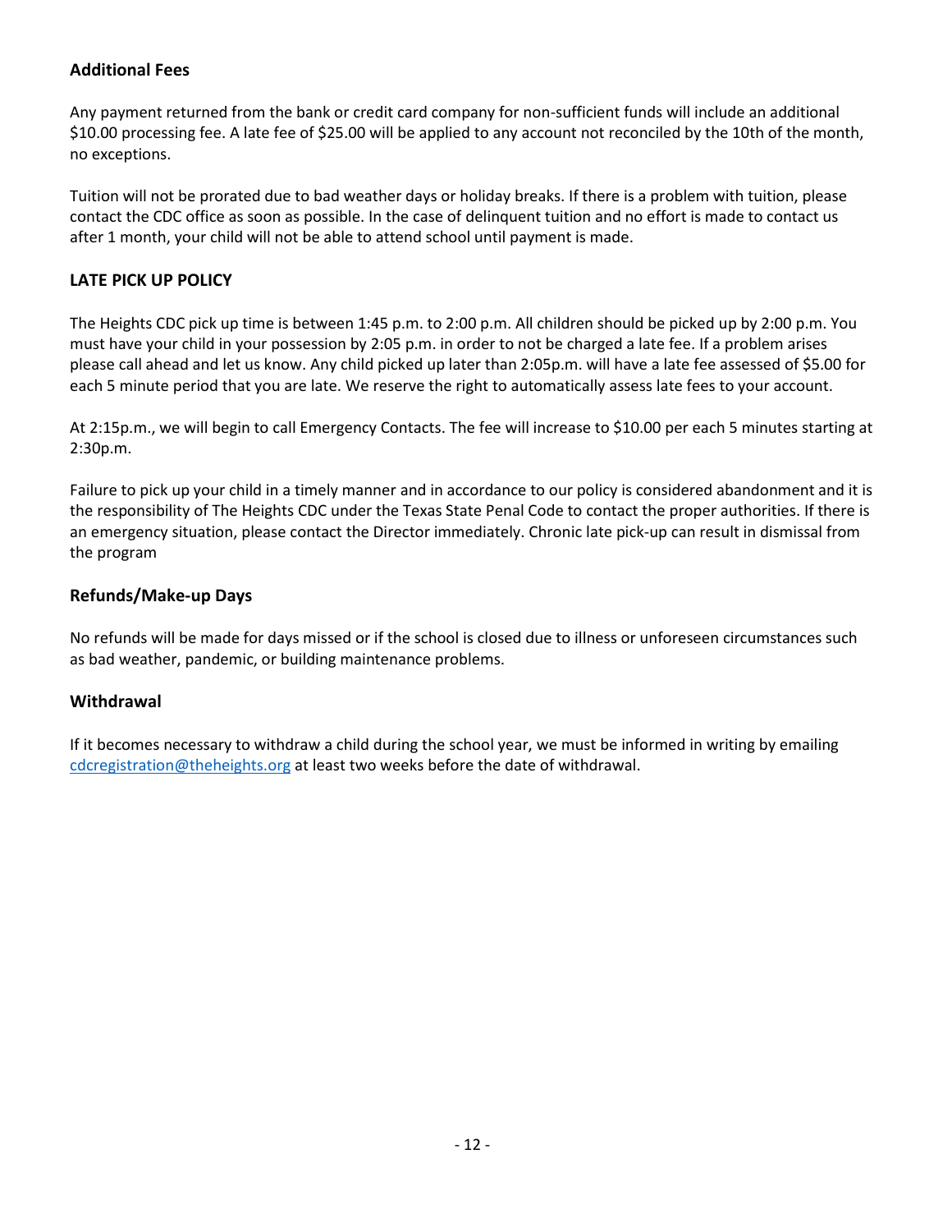### Additional Fees

Any payment returned from the bank or credit card company for non-sufficient funds will include an additional $10.00 processing fee. A late fee of $25.00 will be applied to any account not reconciled by the 10th of the month, no exceptions.

Tuition will not be prorated due to bad weather days or holiday breaks. If there is a problem with tuition, please contact the CDC office as soon as possible. In the case of delinquent tuition and no effort is made to contact us after 1 month, your child will not be able to attend school until payment is made.

### LATE PICK UP POLICY

The Heights CDC pick up time is between 1:45 p.m. to 2:00 p.m. All children should be picked up by 2:00 p.m. You must have your child in your possession by 2:05 p.m. in order to not be charged a late fee. If a problem arises please call ahead and let us know. Any child picked up later than 2:05p.m. will have a late fee assessed of $5.00 for each 5 minute period that you are late. We reserve the right to automatically assess late fees to your account.

At 2:15p.m., we will begin to call Emergency Contacts. The fee will increase to $10.00 per each 5 minutes starting at 2:30p.m.

Failure to pick up your child in a timely manner and in accordance to our policy is considered abandonment and it is the responsibility of The Heights CDC under the Texas State Penal Code to contact the proper authorities. If there is an emergency situation, please contact the Director immediately. Chronic late pick-up can result in dismissal from the program

### Refunds/Make-up Days

No refunds will be made for days missed or if the school is closed due to illness or unforeseen circumstances such as bad weather, pandemic, or building maintenance problems.

### Withdrawal

If it becomes necessary to withdraw a child during the school year, we must be informed in writing by emailing [cdcregistration@theheights.org](mailto:cdcregistration@theheights.org) at least two weeks before the date of withdrawal.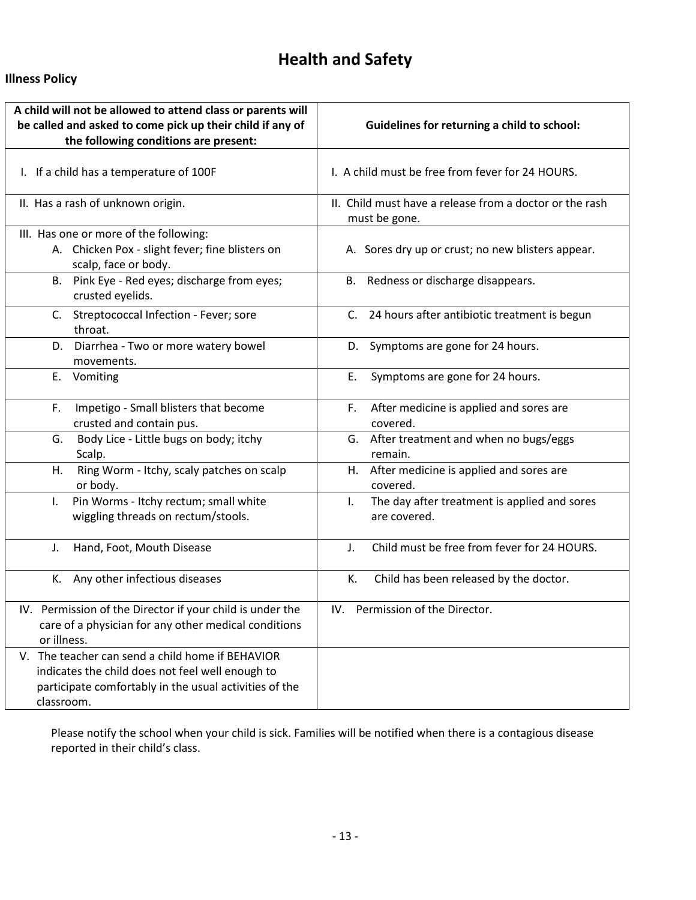# Health and Safety

**Illness Policy**

| A child will not be allowed to attend class or parents will be called and asked to come pick up their child if any of the following conditions are present: | Guidelines for returning a child to school: |
|---|---|
| I. If a child has a temperature of 100F | I. A child must be free from fever for 24 HOURS. |
| II. Has a rash of unknown origin. | II. Child must have a release from a doctor or the rash must be gone. |
| III. Has one or more of the following:<br>A. Chicken Pox - slight fever; fine blisters on scalp, face or body. | A. Sores dry up or crust; no new blisters appear. |
| B. Pink Eye - Red eyes; discharge from eyes; crusted eyelids. | B. Redness or discharge disappears. |
| C. Streptococcal Infection - Fever; sore throat. | C. 24 hours after antibiotic treatment is begun |
| D. Diarrhea - Two or more watery bowel movements. | D. Symptoms are gone for 24 hours. |
| E. Vomiting | E. Symptoms are gone for 24 hours. |
| F. Impetigo - Small blisters that become crusted and contain pus. | F. After medicine is applied and sores are covered. |
| G. Body Lice - Little bugs on body; itchy Scalp. | G. After treatment and when no bugs/eggs remain. |
| H. Ring Worm - Itchy, scaly patches on scalp or body. | H. After medicine is applied and sores are covered. |
| I. Pin Worms - Itchy rectum; small white wiggling threads on rectum/stools. | I. The day after treatment is applied and sores are covered. |
| J. Hand, Foot, Mouth Disease | J. Child must be free from fever for 24 HOURS. |
| K. Any other infectious diseases | K. Child has been released by the doctor. |
| IV. Permission of the Director if your child is under the care of a physician for any other medical conditions or illness. | IV. Permission of the Director. |
| V. The teacher can send a child home if BEHAVIOR indicates the child does not feel well enough to participate comfortably in the usual activities of the classroom. | |

Please notify the school when your child is sick. Families will be notified when there is a contagious disease reported in their child's class.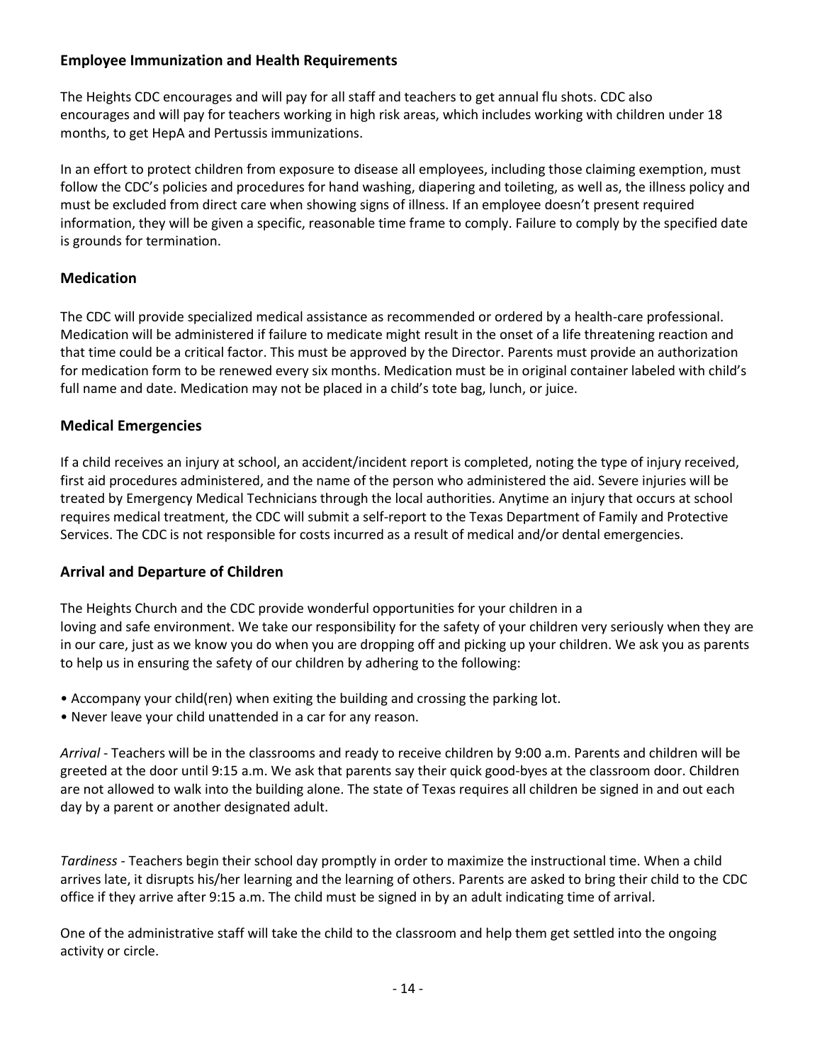## Employee Immunization and Health Requirements

The Heights CDC encourages and will pay for all staff and teachers to get annual flu shots. CDC also encourages and will pay for teachers working in high risk areas, which includes working with children under 18 months, to get HepA and Pertussis immunizations.

In an effort to protect children from exposure to disease all employees, including those claiming exemption, must follow the CDC's policies and procedures for hand washing, diapering and toileting, as well as, the illness policy and must be excluded from direct care when showing signs of illness. If an employee doesn't present required information, they will be given a specific, reasonable time frame to comply. Failure to comply by the specified date is grounds for termination.

## Medication

The CDC will provide specialized medical assistance as recommended or ordered by a health-care professional. Medication will be administered if failure to medicate might result in the onset of a life threatening reaction and that time could be a critical factor. This must be approved by the Director. Parents must provide an authorization for medication form to be renewed every six months. Medication must be in original container labeled with child's full name and date. Medication may not be placed in a child's tote bag, lunch, or juice.

## Medical Emergencies

If a child receives an injury at school, an accident/incident report is completed, noting the type of injury received, first aid procedures administered, and the name of the person who administered the aid. Severe injuries will be treated by Emergency Medical Technicians through the local authorities. Anytime an injury that occurs at school requires medical treatment, the CDC will submit a self-report to the Texas Department of Family and Protective Services. The CDC is not responsible for costs incurred as a result of medical and/or dental emergencies.

## Arrival and Departure of Children

The Heights Church and the CDC provide wonderful opportunities for your children in a loving and safe environment. We take our responsibility for the safety of your children very seriously when they are in our care, just as we know you do when you are dropping off and picking up your children. We ask you as parents to help us in ensuring the safety of our children by adhering to the following:

- Accompany your child(ren) when exiting the building and crossing the parking lot.
- Never leave your child unattended in a car for any reason.

*Arrival* - Teachers will be in the classrooms and ready to receive children by 9:00 a.m. Parents and children will be greeted at the door until 9:15 a.m. We ask that parents say their quick good-byes at the classroom door. Children are not allowed to walk into the building alone. The state of Texas requires all children be signed in and out each day by a parent or another designated adult.

*Tardiness* - Teachers begin their school day promptly in order to maximize the instructional time. When a child arrives late, it disrupts his/her learning and the learning of others. Parents are asked to bring their child to the CDC office if they arrive after 9:15 a.m. The child must be signed in by an adult indicating time of arrival.

One of the administrative staff will take the child to the classroom and help them get settled into the ongoing activity or circle.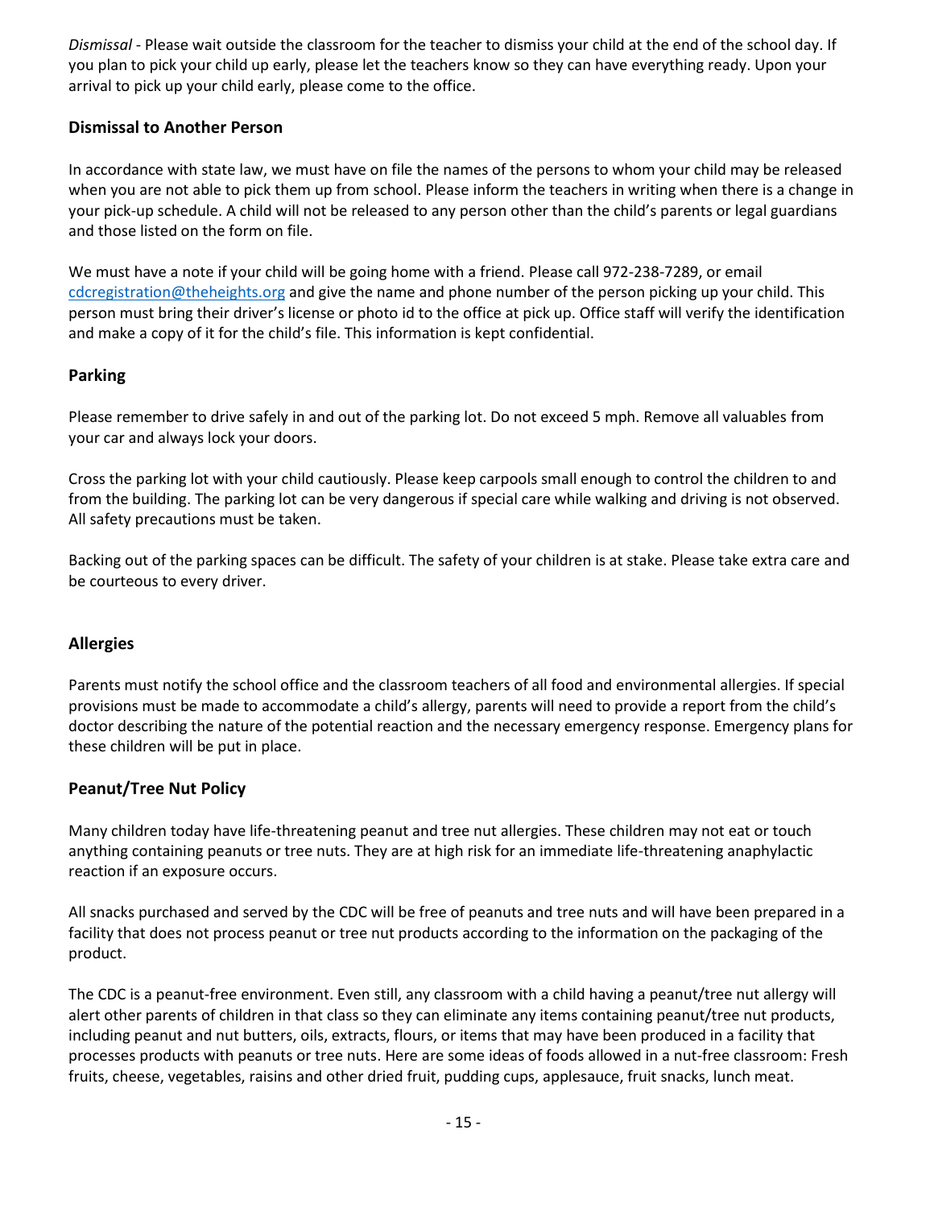*Dismissal* - Please wait outside the classroom for the teacher to dismiss your child at the end of the school day. If you plan to pick your child up early, please let the teachers know so they can have everything ready. Upon your arrival to pick up your child early, please come to the office.

### Dismissal to Another Person

In accordance with state law, we must have on file the names of the persons to whom your child may be released when you are not able to pick them up from school. Please inform the teachers in writing when there is a change in your pick-up schedule. A child will not be released to any person other than the child's parents or legal guardians and those listed on the form on file.

We must have a note if your child will be going home with a friend. Please call 972-238-7289, or email cdcregistration@theheights.org and give the name and phone number of the person picking up your child. This person must bring their driver's license or photo id to the office at pick up. Office staff will verify the identification and make a copy of it for the child's file. This information is kept confidential.

### Parking

Please remember to drive safely in and out of the parking lot. Do not exceed 5 mph. Remove all valuables from your car and always lock your doors.

Cross the parking lot with your child cautiously. Please keep carpools small enough to control the children to and from the building. The parking lot can be very dangerous if special care while walking and driving is not observed. All safety precautions must be taken.

Backing out of the parking spaces can be difficult. The safety of your children is at stake. Please take extra care and be courteous to every driver.

### Allergies

Parents must notify the school office and the classroom teachers of all food and environmental allergies. If special provisions must be made to accommodate a child's allergy, parents will need to provide a report from the child's doctor describing the nature of the potential reaction and the necessary emergency response. Emergency plans for these children will be put in place.

### Peanut/Tree Nut Policy

Many children today have life-threatening peanut and tree nut allergies. These children may not eat or touch anything containing peanuts or tree nuts. They are at high risk for an immediate life-threatening anaphylactic reaction if an exposure occurs.

All snacks purchased and served by the CDC will be free of peanuts and tree nuts and will have been prepared in a facility that does not process peanut or tree nut products according to the information on the packaging of the product.

The CDC is a peanut-free environment. Even still, any classroom with a child having a peanut/tree nut allergy will alert other parents of children in that class so they can eliminate any items containing peanut/tree nut products, including peanut and nut butters, oils, extracts, flours, or items that may have been produced in a facility that processes products with peanuts or tree nuts. Here are some ideas of foods allowed in a nut-free classroom: Fresh fruits, cheese, vegetables, raisins and other dried fruit, pudding cups, applesauce, fruit snacks, lunch meat.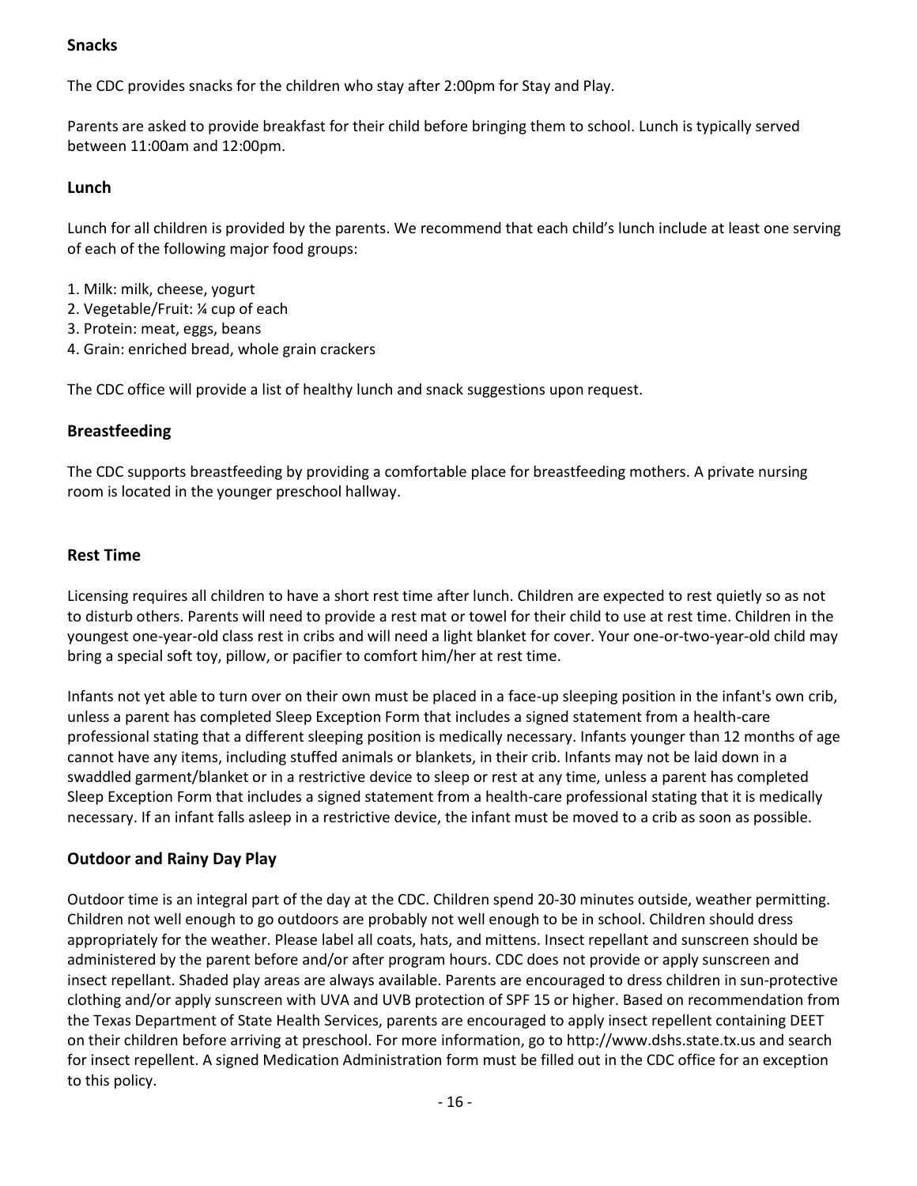## Snacks

The CDC provides snacks for the children who stay after 2:00pm for Stay and Play.

Parents are asked to provide breakfast for their child before bringing them to school. Lunch is typically served between 11:00am and 12:00pm.

## Lunch

Lunch for all children is provided by the parents. We recommend that each child's lunch include at least one serving of each of the following major food groups:

1. Milk: milk, cheese, yogurt
2. Vegetable/Fruit: ¼ cup of each
3. Protein: meat, eggs, beans
4. Grain: enriched bread, whole grain crackers

The CDC office will provide a list of healthy lunch and snack suggestions upon request.

## Breastfeeding

The CDC supports breastfeeding by providing a comfortable place for breastfeeding mothers. A private nursing room is located in the younger preschool hallway.

## Rest Time

Licensing requires all children to have a short rest time after lunch. Children are expected to rest quietly so as not to disturb others. Parents will need to provide a rest mat or towel for their child to use at rest time. Children in the youngest one-year-old class rest in cribs and will need a light blanket for cover. Your one-or-two-year-old child may bring a special soft toy, pillow, or pacifier to comfort him/her at rest time.

Infants not yet able to turn over on their own must be placed in a face-up sleeping position in the infant's own crib, unless a parent has completed Sleep Exception Form that includes a signed statement from a health-care professional stating that a different sleeping position is medically necessary. Infants younger than 12 months of age cannot have any items, including stuffed animals or blankets, in their crib. Infants may not be laid down in a swaddled garment/blanket or in a restrictive device to sleep or rest at any time, unless a parent has completed Sleep Exception Form that includes a signed statement from a health-care professional stating that it is medically necessary. If an infant falls asleep in a restrictive device, the infant must be moved to a crib as soon as possible.

## Outdoor and Rainy Day Play

Outdoor time is an integral part of the day at the CDC. Children spend 20-30 minutes outside, weather permitting. Children not well enough to go outdoors are probably not well enough to be in school. Children should dress appropriately for the weather. Please label all coats, hats, and mittens. Insect repellant and sunscreen should be administered by the parent before and/or after program hours. CDC does not provide or apply sunscreen and insect repellant. Shaded play areas are always available. Parents are encouraged to dress children in sun-protective clothing and/or apply sunscreen with UVA and UVB protection of SPF 15 or higher. Based on recommendation from the Texas Department of State Health Services, parents are encouraged to apply insect repellent containing DEET on their children before arriving at preschool. For more information, go to http://www.dshs.state.tx.us and search for insect repellent. A signed Medication Administration form must be filled out in the CDC office for an exception to this policy.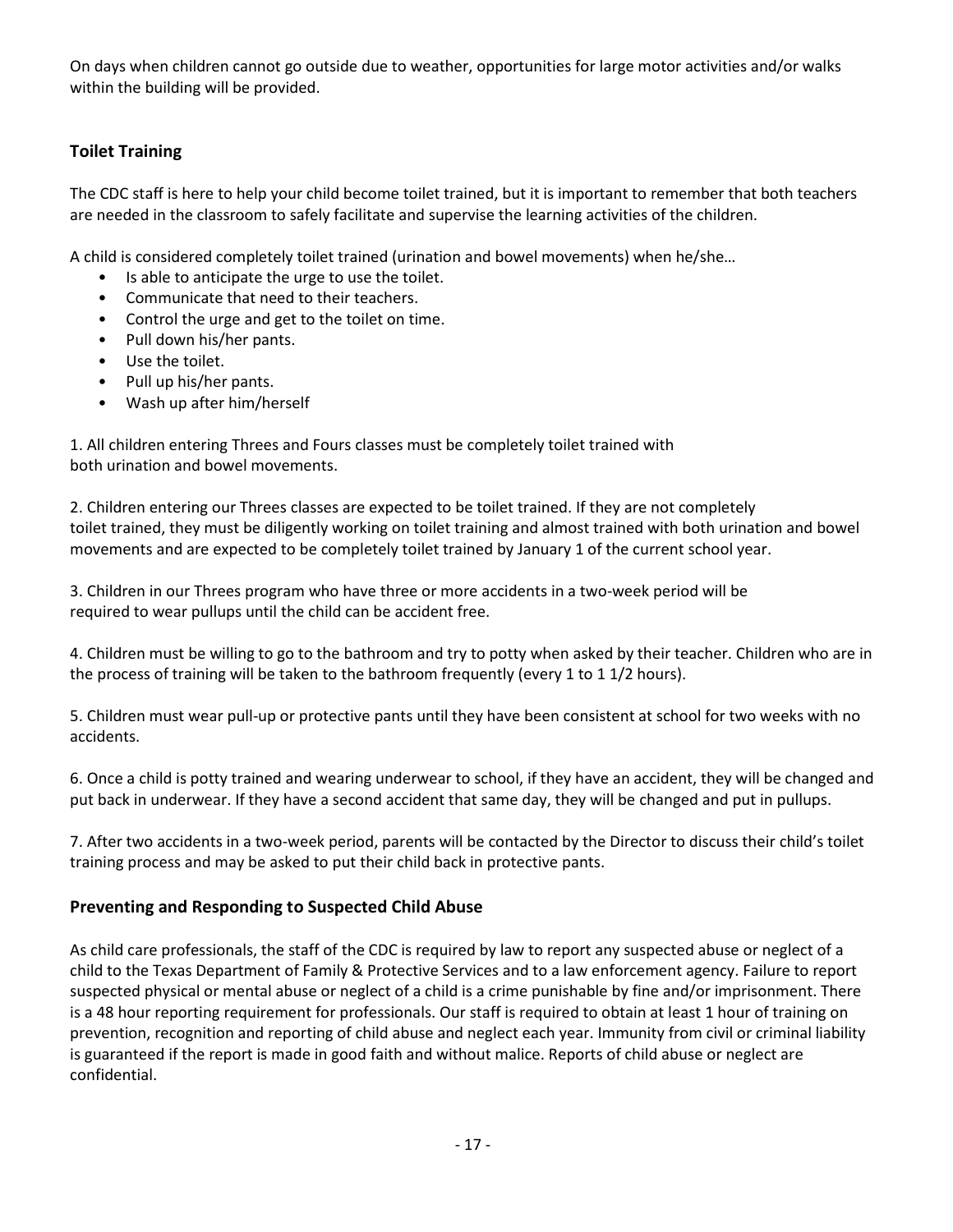On days when children cannot go outside due to weather, opportunities for large motor activities and/or walks within the building will be provided.

## Toilet Training

The CDC staff is here to help your child become toilet trained, but it is important to remember that both teachers are needed in the classroom to safely facilitate and supervise the learning activities of the children.

A child is considered completely toilet trained (urination and bowel movements) when he/she…

- Is able to anticipate the urge to use the toilet.
- Communicate that need to their teachers.
- Control the urge and get to the toilet on time.
- Pull down his/her pants.
- Use the toilet.
- Pull up his/her pants.
- Wash up after him/herself

1. All children entering Threes and Fours classes must be completely toilet trained with both urination and bowel movements.

2. Children entering our Threes classes are expected to be toilet trained. If they are not completely toilet trained, they must be diligently working on toilet training and almost trained with both urination and bowel movements and are expected to be completely toilet trained by January 1 of the current school year.

3. Children in our Threes program who have three or more accidents in a two-week period will be required to wear pullups until the child can be accident free.

4. Children must be willing to go to the bathroom and try to potty when asked by their teacher. Children who are in the process of training will be taken to the bathroom frequently (every 1 to 1 1/2 hours).

5. Children must wear pull-up or protective pants until they have been consistent at school for two weeks with no accidents.

6. Once a child is potty trained and wearing underwear to school, if they have an accident, they will be changed and put back in underwear. If they have a second accident that same day, they will be changed and put in pullups.

7. After two accidents in a two-week period, parents will be contacted by the Director to discuss their child's toilet training process and may be asked to put their child back in protective pants.

## Preventing and Responding to Suspected Child Abuse

As child care professionals, the staff of the CDC is required by law to report any suspected abuse or neglect of a child to the Texas Department of Family & Protective Services and to a law enforcement agency. Failure to report suspected physical or mental abuse or neglect of a child is a crime punishable by fine and/or imprisonment. There is a 48 hour reporting requirement for professionals. Our staff is required to obtain at least 1 hour of training on prevention, recognition and reporting of child abuse and neglect each year. Immunity from civil or criminal liability is guaranteed if the report is made in good faith and without malice. Reports of child abuse or neglect are confidential.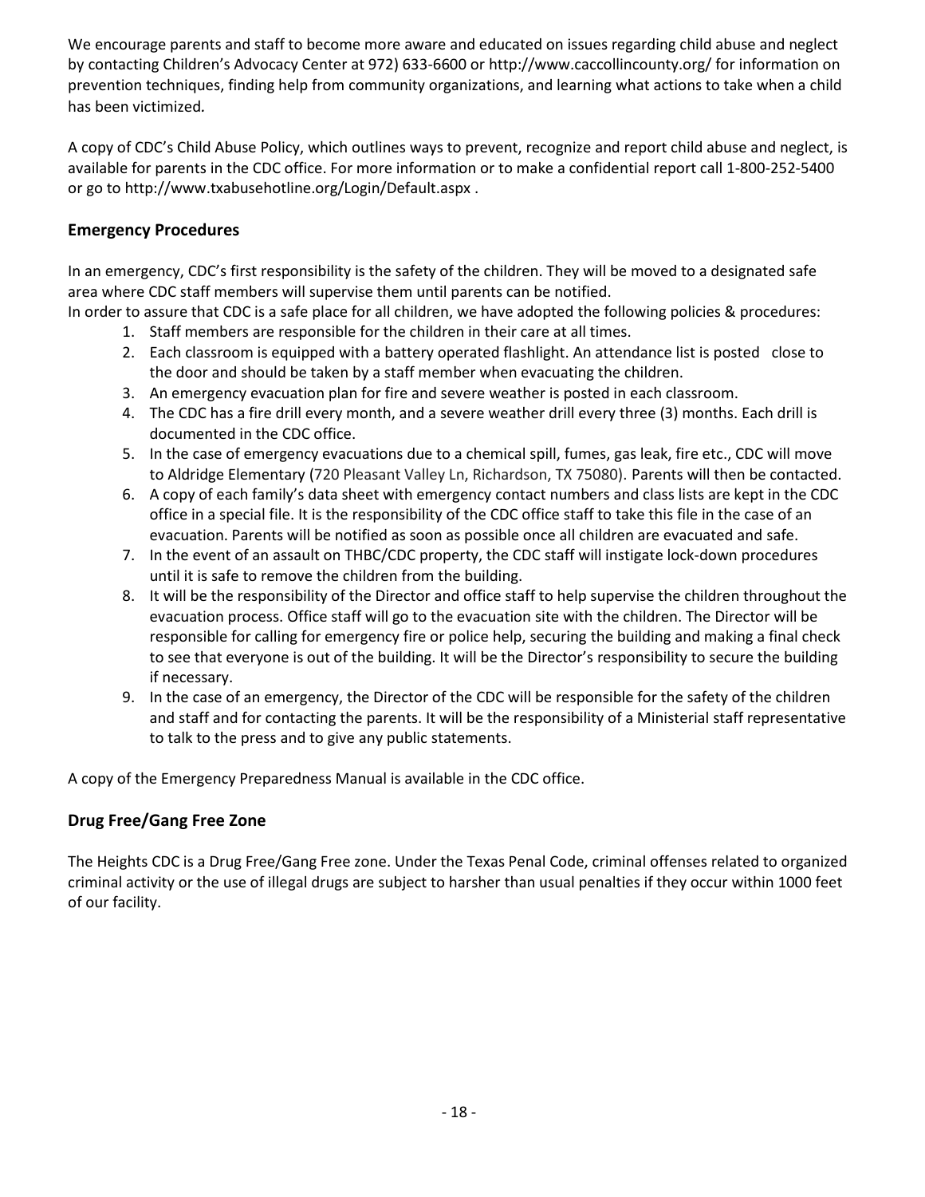We encourage parents and staff to become more aware and educated on issues regarding child abuse and neglect by contacting Children's Advocacy Center at 972) 633-6600 or http://www.caccollincounty.org/ for information on prevention techniques, finding help from community organizations, and learning what actions to take when a child has been victimized.

A copy of CDC's Child Abuse Policy, which outlines ways to prevent, recognize and report child abuse and neglect, is available for parents in the CDC office. For more information or to make a confidential report call 1-800-252-5400 or go to http://www.txabusehotline.org/Login/Default.aspx .

## Emergency Procedures

In an emergency, CDC's first responsibility is the safety of the children. They will be moved to a designated safe area where CDC staff members will supervise them until parents can be notified.

In order to assure that CDC is a safe place for all children, we have adopted the following policies & procedures:

1. Staff members are responsible for the children in their care at all times.
2. Each classroom is equipped with a battery operated flashlight. An attendance list is posted close to the door and should be taken by a staff member when evacuating the children.
3. An emergency evacuation plan for fire and severe weather is posted in each classroom.
4. The CDC has a fire drill every month, and a severe weather drill every three (3) months. Each drill is documented in the CDC office.
5. In the case of emergency evacuations due to a chemical spill, fumes, gas leak, fire etc., CDC will move to Aldridge Elementary (720 Pleasant Valley Ln, Richardson, TX 75080). Parents will then be contacted.
6. A copy of each family's data sheet with emergency contact numbers and class lists are kept in the CDC office in a special file. It is the responsibility of the CDC office staff to take this file in the case of an evacuation. Parents will be notified as soon as possible once all children are evacuated and safe.
7. In the event of an assault on THBC/CDC property, the CDC staff will instigate lock-down procedures until it is safe to remove the children from the building.
8. It will be the responsibility of the Director and office staff to help supervise the children throughout the evacuation process. Office staff will go to the evacuation site with the children. The Director will be responsible for calling for emergency fire or police help, securing the building and making a final check to see that everyone is out of the building. It will be the Director's responsibility to secure the building if necessary.
9. In the case of an emergency, the Director of the CDC will be responsible for the safety of the children and staff and for contacting the parents. It will be the responsibility of a Ministerial staff representative to talk to the press and to give any public statements.

A copy of the Emergency Preparedness Manual is available in the CDC office.

## Drug Free/Gang Free Zone

The Heights CDC is a Drug Free/Gang Free zone. Under the Texas Penal Code, criminal offenses related to organized criminal activity or the use of illegal drugs are subject to harsher than usual penalties if they occur within 1000 feet of our facility.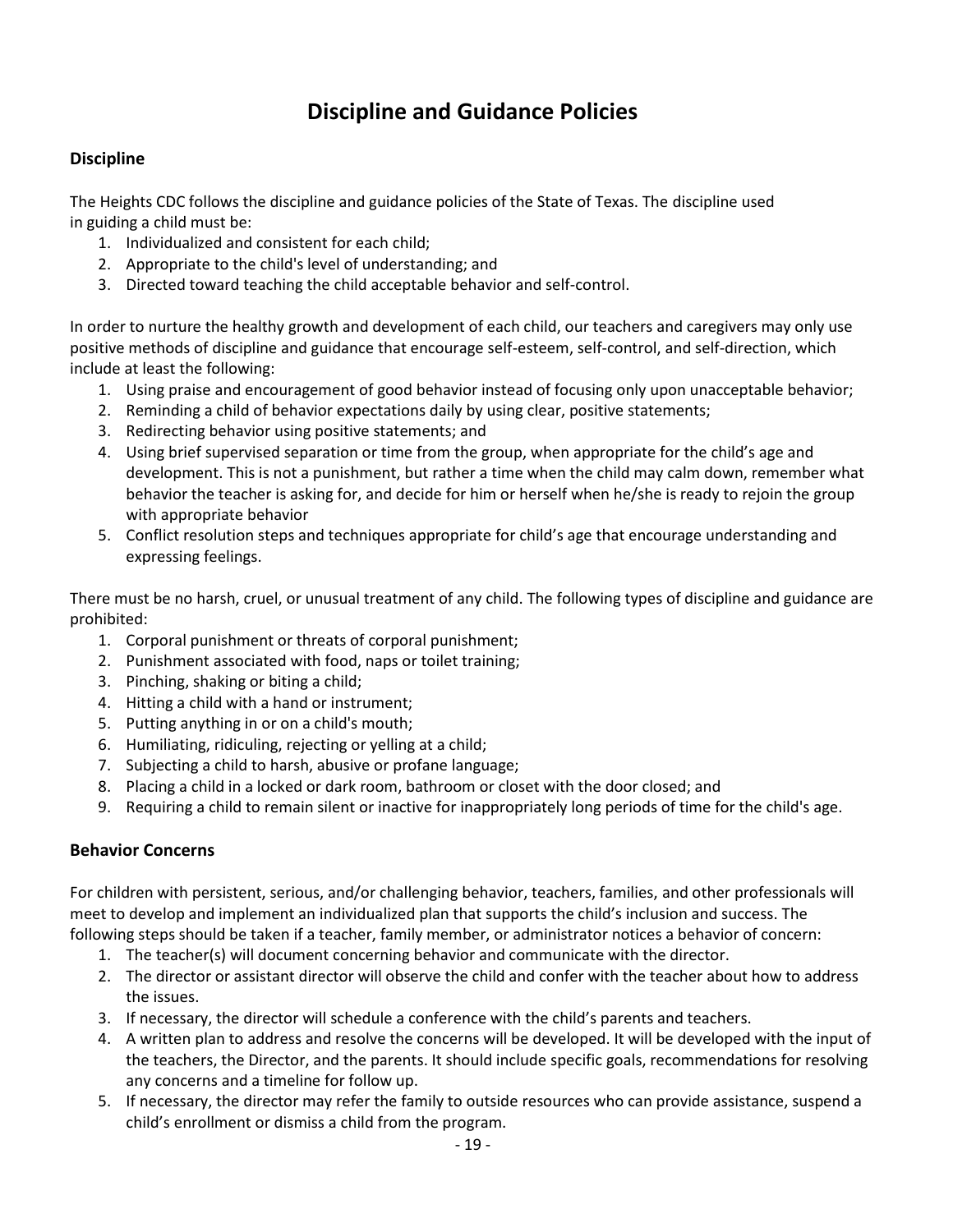# Discipline and Guidance Policies

## Discipline

The Heights CDC follows the discipline and guidance policies of the State of Texas. The discipline used in guiding a child must be:

1. Individualized and consistent for each child;
2. Appropriate to the child's level of understanding; and
3. Directed toward teaching the child acceptable behavior and self-control.

In order to nurture the healthy growth and development of each child, our teachers and caregivers may only use positive methods of discipline and guidance that encourage self-esteem, self-control, and self-direction, which include at least the following:

1. Using praise and encouragement of good behavior instead of focusing only upon unacceptable behavior;
2. Reminding a child of behavior expectations daily by using clear, positive statements;
3. Redirecting behavior using positive statements; and
4. Using brief supervised separation or time from the group, when appropriate for the child's age and development. This is not a punishment, but rather a time when the child may calm down, remember what behavior the teacher is asking for, and decide for him or herself when he/she is ready to rejoin the group with appropriate behavior
5. Conflict resolution steps and techniques appropriate for child's age that encourage understanding and expressing feelings.

There must be no harsh, cruel, or unusual treatment of any child. The following types of discipline and guidance are prohibited:

1. Corporal punishment or threats of corporal punishment;
2. Punishment associated with food, naps or toilet training;
3. Pinching, shaking or biting a child;
4. Hitting a child with a hand or instrument;
5. Putting anything in or on a child's mouth;
6. Humiliating, ridiculing, rejecting or yelling at a child;
7. Subjecting a child to harsh, abusive or profane language;
8. Placing a child in a locked or dark room, bathroom or closet with the door closed; and
9. Requiring a child to remain silent or inactive for inappropriately long periods of time for the child's age.

## Behavior Concerns

For children with persistent, serious, and/or challenging behavior, teachers, families, and other professionals will meet to develop and implement an individualized plan that supports the child's inclusion and success. The following steps should be taken if a teacher, family member, or administrator notices a behavior of concern:

1. The teacher(s) will document concerning behavior and communicate with the director.
2. The director or assistant director will observe the child and confer with the teacher about how to address the issues.
3. If necessary, the director will schedule a conference with the child's parents and teachers.
4. A written plan to address and resolve the concerns will be developed. It will be developed with the input of the teachers, the Director, and the parents. It should include specific goals, recommendations for resolving any concerns and a timeline for follow up.
5. If necessary, the director may refer the family to outside resources who can provide assistance, suspend a child's enrollment or dismiss a child from the program.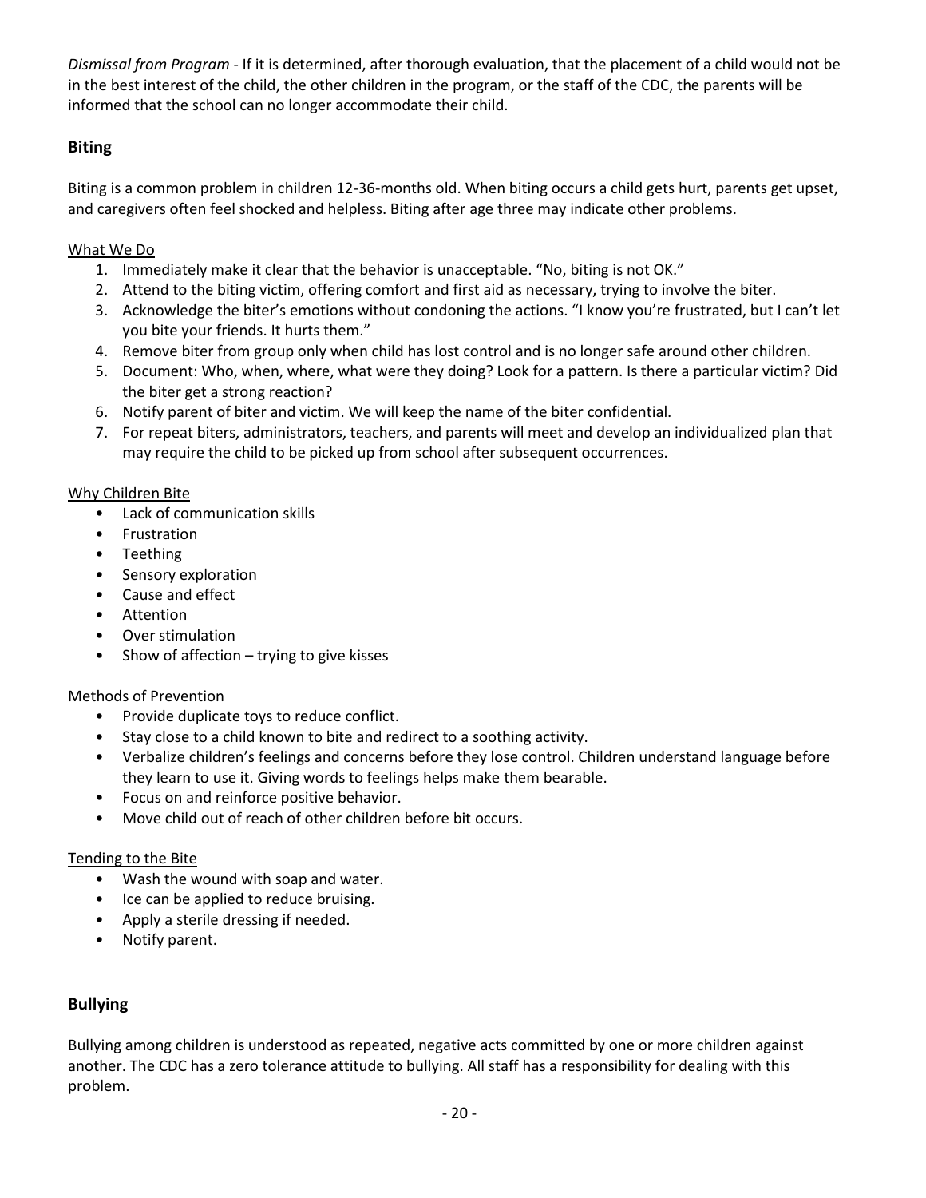*Dismissal from Program* - If it is determined, after thorough evaluation, that the placement of a child would not be in the best interest of the child, the other children in the program, or the staff of the CDC, the parents will be informed that the school can no longer accommodate their child.

## Biting

Biting is a common problem in children 12-36-months old. When biting occurs a child gets hurt, parents get upset, and caregivers often feel shocked and helpless. Biting after age three may indicate other problems.

<u>What We Do</u>

1. Immediately make it clear that the behavior is unacceptable. "No, biting is not OK."
2. Attend to the biting victim, offering comfort and first aid as necessary, trying to involve the biter.
3. Acknowledge the biter's emotions without condoning the actions. "I know you're frustrated, but I can't let you bite your friends. It hurts them."
4. Remove biter from group only when child has lost control and is no longer safe around other children.
5. Document: Who, when, where, what were they doing? Look for a pattern. Is there a particular victim? Did the biter get a strong reaction?
6. Notify parent of biter and victim. We will keep the name of the biter confidential.
7. For repeat biters, administrators, teachers, and parents will meet and develop an individualized plan that may require the child to be picked up from school after subsequent occurrences.

<u>Why Children Bite</u>

- Lack of communication skills
- Frustration
- Teething
- Sensory exploration
- Cause and effect
- Attention
- Over stimulation
- Show of affection – trying to give kisses

<u>Methods of Prevention</u>

- Provide duplicate toys to reduce conflict.
- Stay close to a child known to bite and redirect to a soothing activity.
- Verbalize children's feelings and concerns before they lose control. Children understand language before they learn to use it. Giving words to feelings helps make them bearable.
- Focus on and reinforce positive behavior.
- Move child out of reach of other children before bit occurs.

<u>Tending to the Bite</u>

- Wash the wound with soap and water.
- Ice can be applied to reduce bruising.
- Apply a sterile dressing if needed.
- Notify parent.

## Bullying

Bullying among children is understood as repeated, negative acts committed by one or more children against another. The CDC has a zero tolerance attitude to bullying. All staff has a responsibility for dealing with this problem.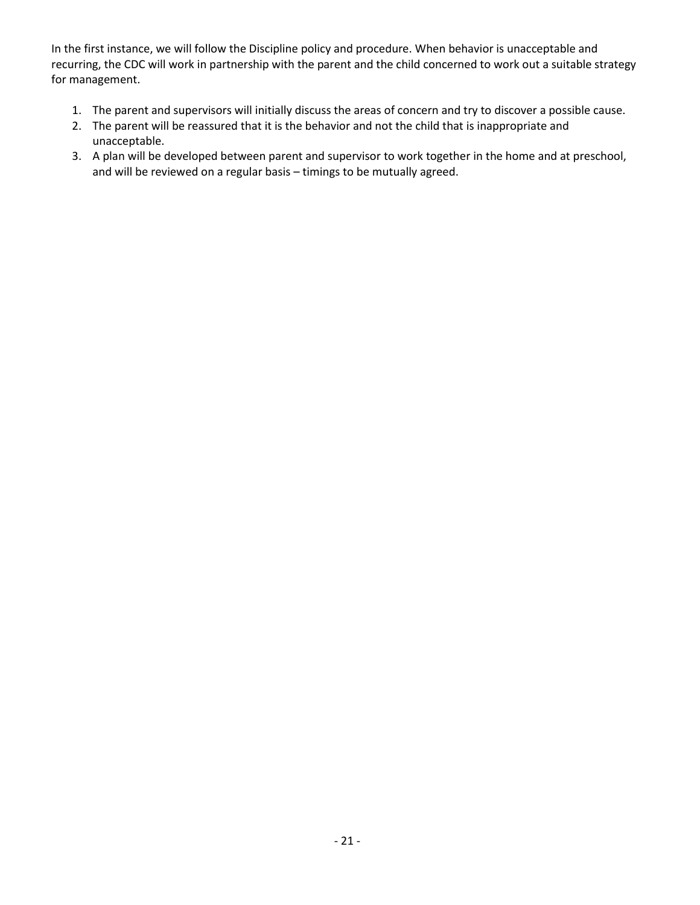In the first instance, we will follow the Discipline policy and procedure. When behavior is unacceptable and recurring, the CDC will work in partnership with the parent and the child concerned to work out a suitable strategy for management.

1. The parent and supervisors will initially discuss the areas of concern and try to discover a possible cause.
2. The parent will be reassured that it is the behavior and not the child that is inappropriate and unacceptable.
3. A plan will be developed between parent and supervisor to work together in the home and at preschool, and will be reviewed on a regular basis – timings to be mutually agreed.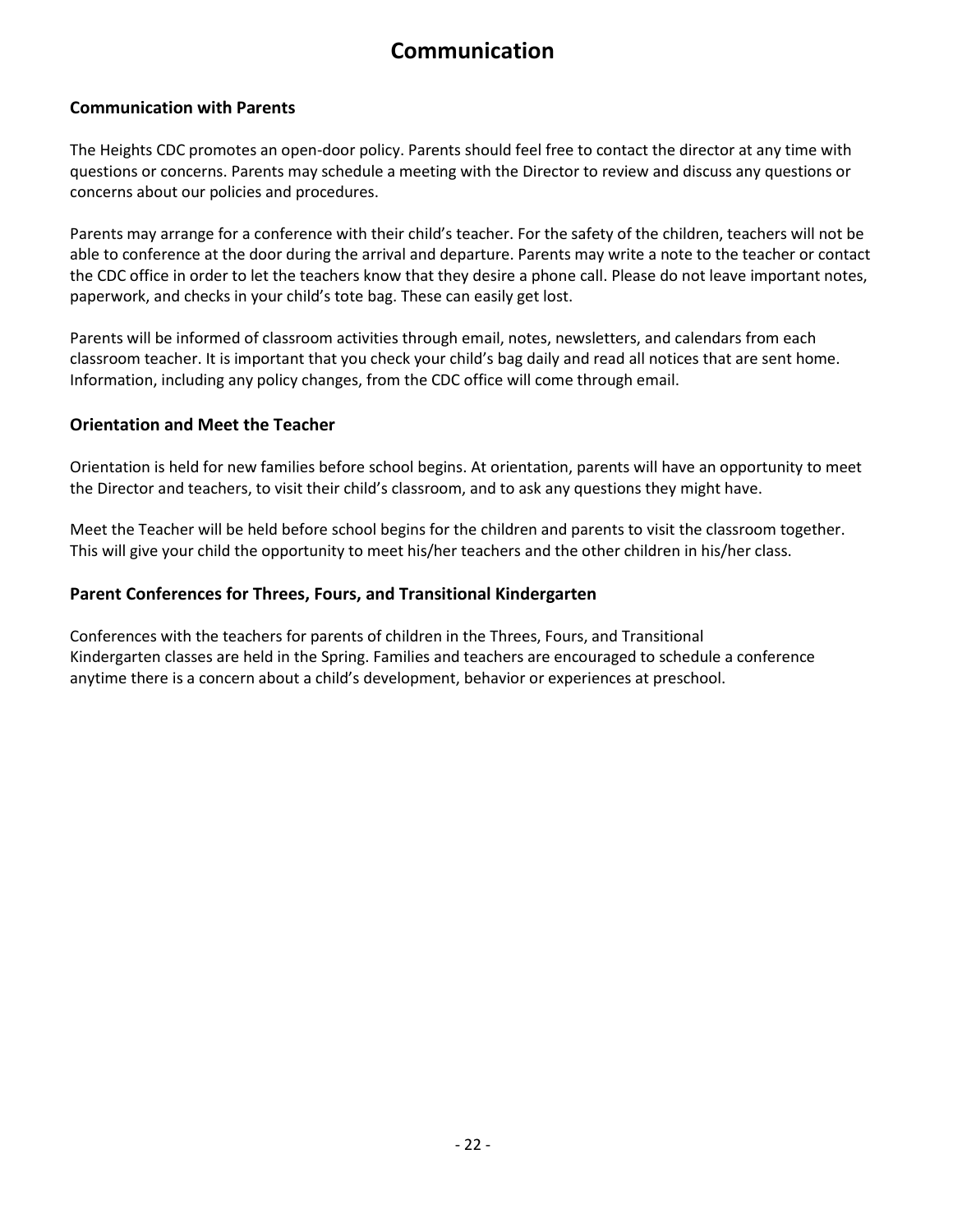# Communication

### Communication with Parents

The Heights CDC promotes an open-door policy. Parents should feel free to contact the director at any time with questions or concerns. Parents may schedule a meeting with the Director to review and discuss any questions or concerns about our policies and procedures.

Parents may arrange for a conference with their child's teacher. For the safety of the children, teachers will not be able to conference at the door during the arrival and departure. Parents may write a note to the teacher or contact the CDC office in order to let the teachers know that they desire a phone call. Please do not leave important notes, paperwork, and checks in your child's tote bag. These can easily get lost.

Parents will be informed of classroom activities through email, notes, newsletters, and calendars from each classroom teacher. It is important that you check your child's bag daily and read all notices that are sent home. Information, including any policy changes, from the CDC office will come through email.

### Orientation and Meet the Teacher

Orientation is held for new families before school begins. At orientation, parents will have an opportunity to meet the Director and teachers, to visit their child's classroom, and to ask any questions they might have.

Meet the Teacher will be held before school begins for the children and parents to visit the classroom together. This will give your child the opportunity to meet his/her teachers and the other children in his/her class.

### Parent Conferences for Threes, Fours, and Transitional Kindergarten

Conferences with the teachers for parents of children in the Threes, Fours, and Transitional Kindergarten classes are held in the Spring. Families and teachers are encouraged to schedule a conference anytime there is a concern about a child's development, behavior or experiences at preschool.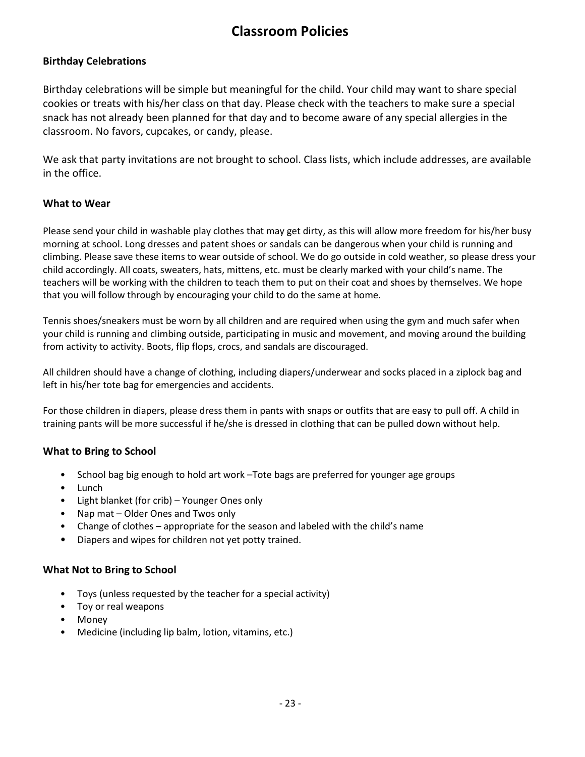# Classroom Policies

### Birthday Celebrations

Birthday celebrations will be simple but meaningful for the child. Your child may want to share special cookies or treats with his/her class on that day. Please check with the teachers to make sure a special snack has not already been planned for that day and to become aware of any special allergies in the classroom. No favors, cupcakes, or candy, please.

We ask that party invitations are not brought to school. Class lists, which include addresses, are available in the office.

### What to Wear

Please send your child in washable play clothes that may get dirty, as this will allow more freedom for his/her busy morning at school. Long dresses and patent shoes or sandals can be dangerous when your child is running and climbing. Please save these items to wear outside of school. We do go outside in cold weather, so please dress your child accordingly. All coats, sweaters, hats, mittens, etc. must be clearly marked with your child's name. The teachers will be working with the children to teach them to put on their coat and shoes by themselves. We hope that you will follow through by encouraging your child to do the same at home.

Tennis shoes/sneakers must be worn by all children and are required when using the gym and much safer when your child is running and climbing outside, participating in music and movement, and moving around the building from activity to activity. Boots, flip flops, crocs, and sandals are discouraged.

All children should have a change of clothing, including diapers/underwear and socks placed in a ziplock bag and left in his/her tote bag for emergencies and accidents.

For those children in diapers, please dress them in pants with snaps or outfits that are easy to pull off. A child in training pants will be more successful if he/she is dressed in clothing that can be pulled down without help.

### What to Bring to School

- School bag big enough to hold art work –Tote bags are preferred for younger age groups
- Lunch
- Light blanket (for crib) – Younger Ones only
- Nap mat – Older Ones and Twos only
- Change of clothes – appropriate for the season and labeled with the child's name
- Diapers and wipes for children not yet potty trained.

### What Not to Bring to School

- Toys (unless requested by the teacher for a special activity)
- Toy or real weapons
- Money
- Medicine (including lip balm, lotion, vitamins, etc.)